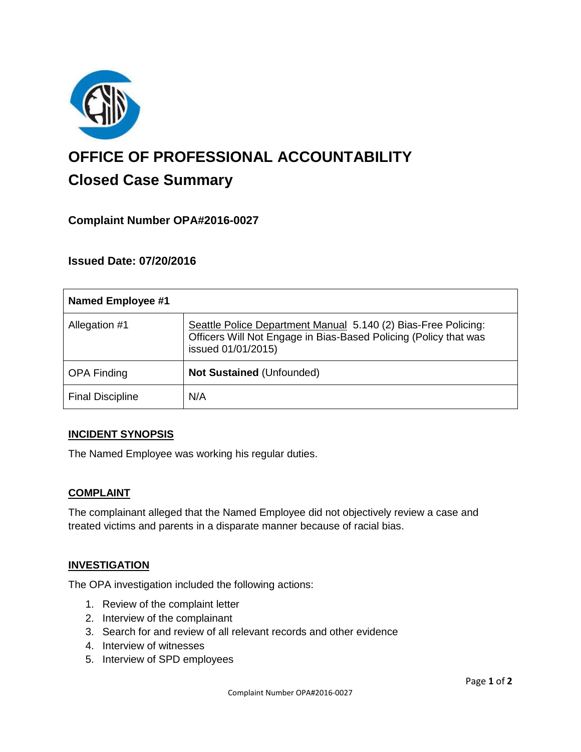# OFFICE OF PROFESSIONAL ACCOUNTABILITY

## Closed Case Summary

### Complaint Number OPA#2016-0027

### Issued Date: 07/20/2016

| **Named Employee #1** | |
|---|---|
| Allegation #1 | Seattle Police Department Manual 5.140 (2) Bias-Free Policing: Officers Will Not Engage in Bias-Based Policing (Policy that was issued 01/01/2015) |
| OPA Finding | **Not Sustained** (Unfounded) |
| Final Discipline | N/A |

### INCIDENT SYNOPSIS

The Named Employee was working his regular duties.

### COMPLAINT

The complainant alleged that the Named Employee did not objectively review a case and treated victims and parents in a disparate manner because of racial bias.

### INVESTIGATION

The OPA investigation included the following actions:

1. Review of the complaint letter
2. Interview of the complainant
3. Search for and review of all relevant records and other evidence
4. Interview of witnesses
5. Interview of SPD employees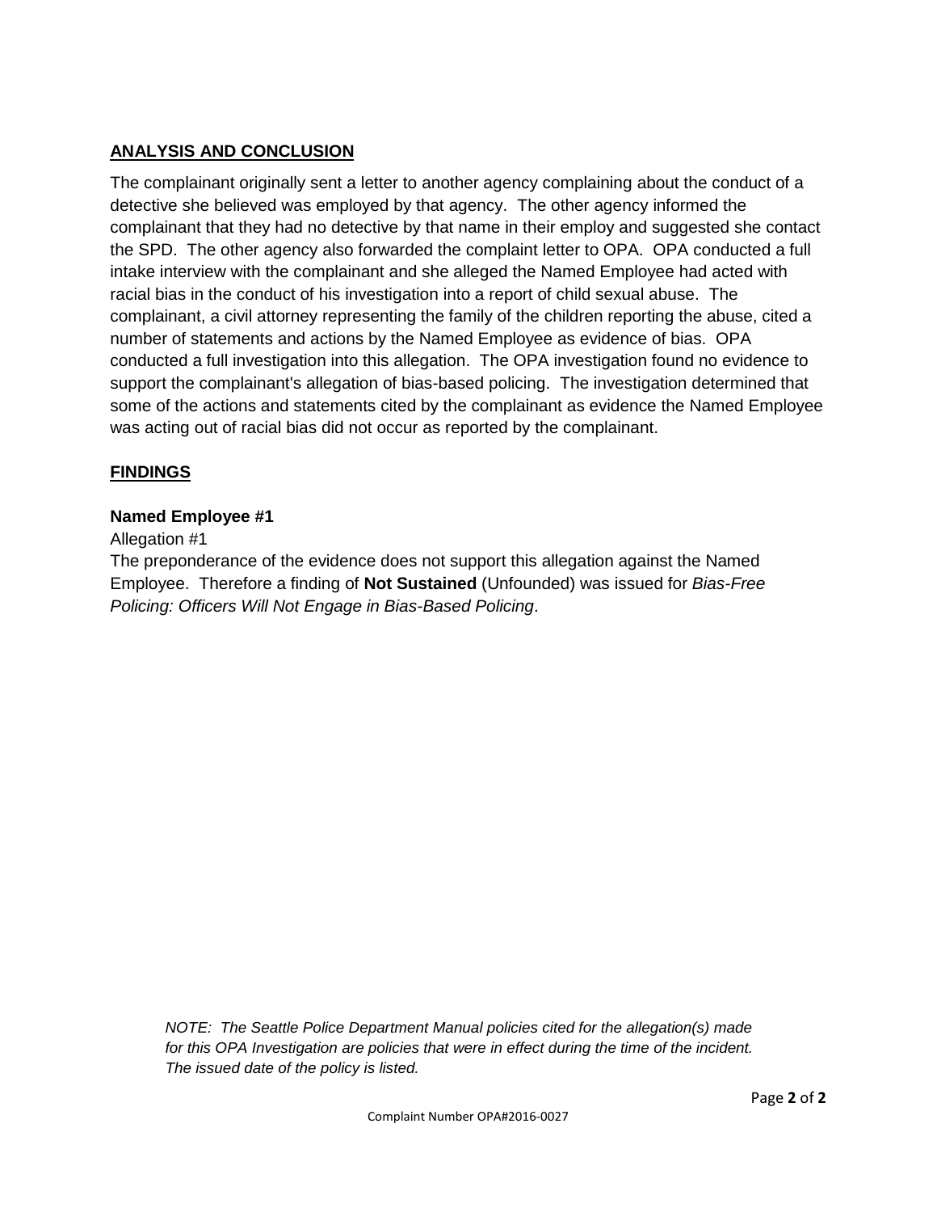## ANALYSIS AND CONCLUSION

The complainant originally sent a letter to another agency complaining about the conduct of a detective she believed was employed by that agency. The other agency informed the complainant that they had no detective by that name in their employ and suggested she contact the SPD. The other agency also forwarded the complaint letter to OPA. OPA conducted a full intake interview with the complainant and she alleged the Named Employee had acted with racial bias in the conduct of his investigation into a report of child sexual abuse. The complainant, a civil attorney representing the family of the children reporting the abuse, cited a number of statements and actions by the Named Employee as evidence of bias. OPA conducted a full investigation into this allegation. The OPA investigation found no evidence to support the complainant's allegation of bias-based policing. The investigation determined that some of the actions and statements cited by the complainant as evidence the Named Employee was acting out of racial bias did not occur as reported by the complainant.

## FINDINGS

**Named Employee #1**

Allegation #1

The preponderance of the evidence does not support this allegation against the Named Employee. Therefore a finding of **Not Sustained** (Unfounded) was issued for *Bias-Free Policing: Officers Will Not Engage in Bias-Based Policing*.

*NOTE: The Seattle Police Department Manual policies cited for the allegation(s) made for this OPA Investigation are policies that were in effect during the time of the incident. The issued date of the policy is listed.*

Complaint Number OPA#2016-0027